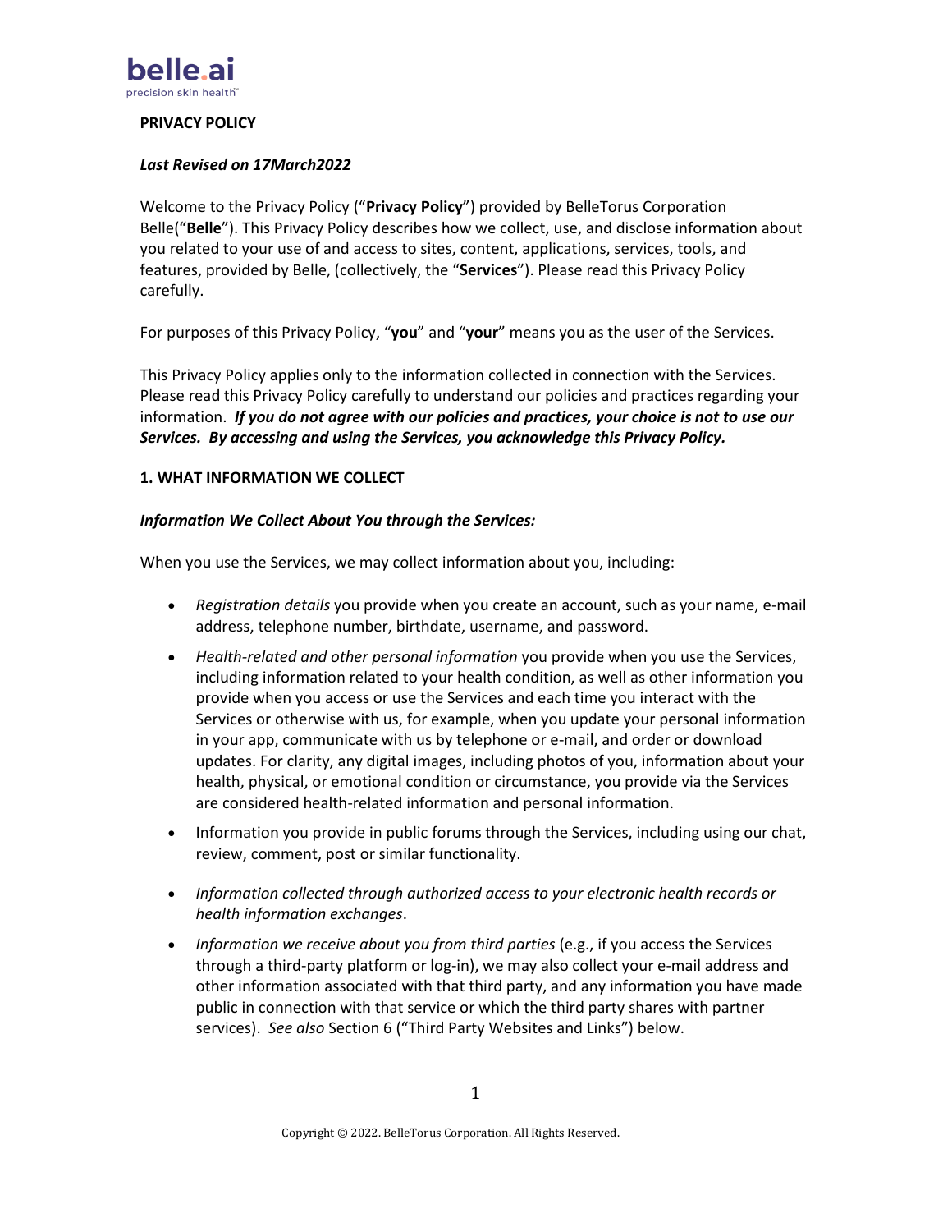belle.ai
precision skin health™

# PRIVACY POLICY

***Last Revised on 17March2022***

Welcome to the Privacy Policy ("**Privacy Policy**") provided by BelleTorus Corporation Belle("**Belle**"). This Privacy Policy describes how we collect, use, and disclose information about you related to your use of and access to sites, content, applications, services, tools, and features, provided by Belle, (collectively, the "**Services**"). Please read this Privacy Policy carefully.

For purposes of this Privacy Policy, "**you**" and "**your**" means you as the user of the Services.

This Privacy Policy applies only to the information collected in connection with the Services. Please read this Privacy Policy carefully to understand our policies and practices regarding your information. ***If you do not agree with our policies and practices, your choice is not to use our Services. By accessing and using the Services, you acknowledge this Privacy Policy.***

## 1. WHAT INFORMATION WE COLLECT

***Information We Collect About You through the Services:***

When you use the Services, we may collect information about you, including:

- *Registration details* you provide when you create an account, such as your name, e-mail address, telephone number, birthdate, username, and password.
- *Health-related and other personal information* you provide when you use the Services, including information related to your health condition, as well as other information you provide when you access or use the Services and each time you interact with the Services or otherwise with us, for example, when you update your personal information in your app, communicate with us by telephone or e-mail, and order or download updates. For clarity, any digital images, including photos of you, information about your health, physical, or emotional condition or circumstance, you provide via the Services are considered health-related information and personal information.
- Information you provide in public forums through the Services, including using our chat, review, comment, post or similar functionality.
- *Information collected through authorized access to your electronic health records or health information exchanges*.
- *Information we receive about you from third parties* (e.g., if you access the Services through a third-party platform or log-in), we may also collect your e-mail address and other information associated with that third party, and any information you have made public in connection with that service or which the third party shares with partner services). *See also* Section 6 ("Third Party Websites and Links") below.

Copyright © 2022. BelleTorus Corporation. All Rights Reserved.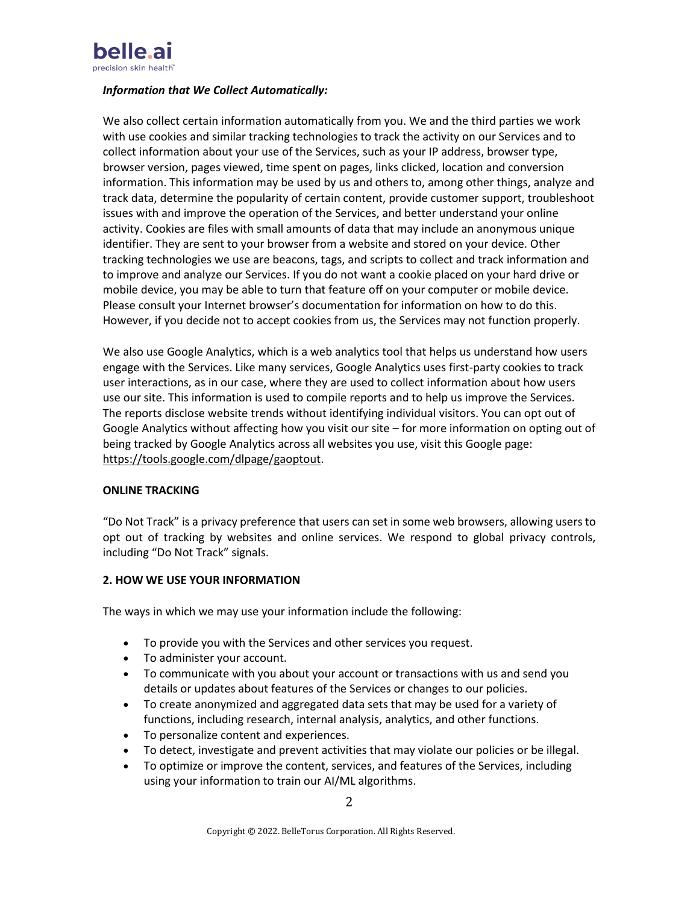### *Information that We Collect Automatically:*

We also collect certain information automatically from you. We and the third parties we work with use cookies and similar tracking technologies to track the activity on our Services and to collect information about your use of the Services, such as your IP address, browser type, browser version, pages viewed, time spent on pages, links clicked, location and conversion information. This information may be used by us and others to, among other things, analyze and track data, determine the popularity of certain content, provide customer support, troubleshoot issues with and improve the operation of the Services, and better understand your online activity. Cookies are files with small amounts of data that may include an anonymous unique identifier. They are sent to your browser from a website and stored on your device. Other tracking technologies we use are beacons, tags, and scripts to collect and track information and to improve and analyze our Services. If you do not want a cookie placed on your hard drive or mobile device, you may be able to turn that feature off on your computer or mobile device. Please consult your Internet browser's documentation for information on how to do this. However, if you decide not to accept cookies from us, the Services may not function properly.

We also use Google Analytics, which is a web analytics tool that helps us understand how users engage with the Services. Like many services, Google Analytics uses first-party cookies to track user interactions, as in our case, where they are used to collect information about how users use our site. This information is used to compile reports and to help us improve the Services. The reports disclose website trends without identifying individual visitors. You can opt out of Google Analytics without affecting how you visit our site – for more information on opting out of being tracked by Google Analytics across all websites you use, visit this Google page: https://tools.google.com/dlpage/gaoptout.

### ONLINE TRACKING

"Do Not Track" is a privacy preference that users can set in some web browsers, allowing users to opt out of tracking by websites and online services. We respond to global privacy controls, including "Do Not Track" signals.

## 2. HOW WE USE YOUR INFORMATION

The ways in which we may use your information include the following:

- To provide you with the Services and other services you request.
- To administer your account.
- To communicate with you about your account or transactions with us and send you details or updates about features of the Services or changes to our policies.
- To create anonymized and aggregated data sets that may be used for a variety of functions, including research, internal analysis, analytics, and other functions.
- To personalize content and experiences.
- To detect, investigate and prevent activities that may violate our policies or be illegal.
- To optimize or improve the content, services, and features of the Services, including using your information to train our AI/ML algorithms.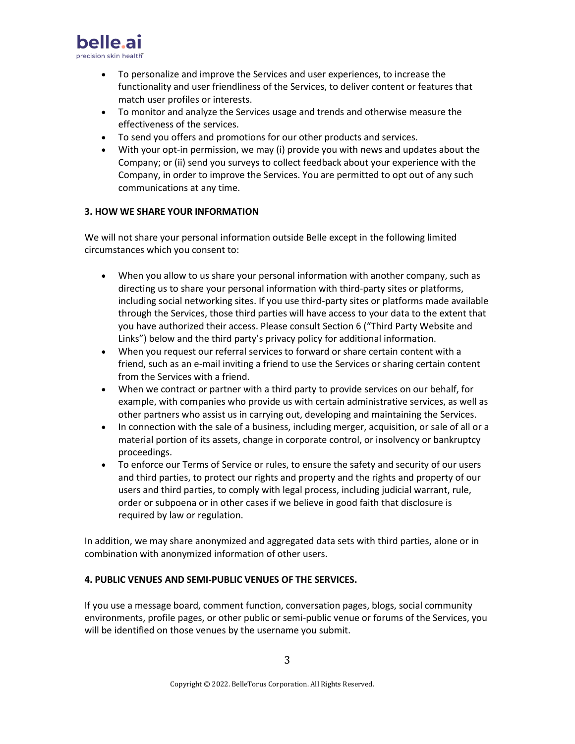- To personalize and improve the Services and user experiences, to increase the functionality and user friendliness of the Services, to deliver content or features that match user profiles or interests.
- To monitor and analyze the Services usage and trends and otherwise measure the effectiveness of the services.
- To send you offers and promotions for our other products and services.
- With your opt-in permission, we may (i) provide you with news and updates about the Company; or (ii) send you surveys to collect feedback about your experience with the Company, in order to improve the Services. You are permitted to opt out of any such communications at any time.

**3. HOW WE SHARE YOUR INFORMATION**

We will not share your personal information outside Belle except in the following limited circumstances which you consent to:

- When you allow to us share your personal information with another company, such as directing us to share your personal information with third-party sites or platforms, including social networking sites. If you use third-party sites or platforms made available through the Services, those third parties will have access to your data to the extent that you have authorized their access. Please consult Section 6 ("Third Party Website and Links") below and the third party's privacy policy for additional information.
- When you request our referral services to forward or share certain content with a friend, such as an e-mail inviting a friend to use the Services or sharing certain content from the Services with a friend.
- When we contract or partner with a third party to provide services on our behalf, for example, with companies who provide us with certain administrative services, as well as other partners who assist us in carrying out, developing and maintaining the Services.
- In connection with the sale of a business, including merger, acquisition, or sale of all or a material portion of its assets, change in corporate control, or insolvency or bankruptcy proceedings.
- To enforce our Terms of Service or rules, to ensure the safety and security of our users and third parties, to protect our rights and property and the rights and property of our users and third parties, to comply with legal process, including judicial warrant, rule, order or subpoena or in other cases if we believe in good faith that disclosure is required by law or regulation.

In addition, we may share anonymized and aggregated data sets with third parties, alone or in combination with anonymized information of other users.

**4. PUBLIC VENUES AND SEMI-PUBLIC VENUES OF THE SERVICES.**

If you use a message board, comment function, conversation pages, blogs, social community environments, profile pages, or other public or semi-public venue or forums of the Services, you will be identified on those venues by the username you submit.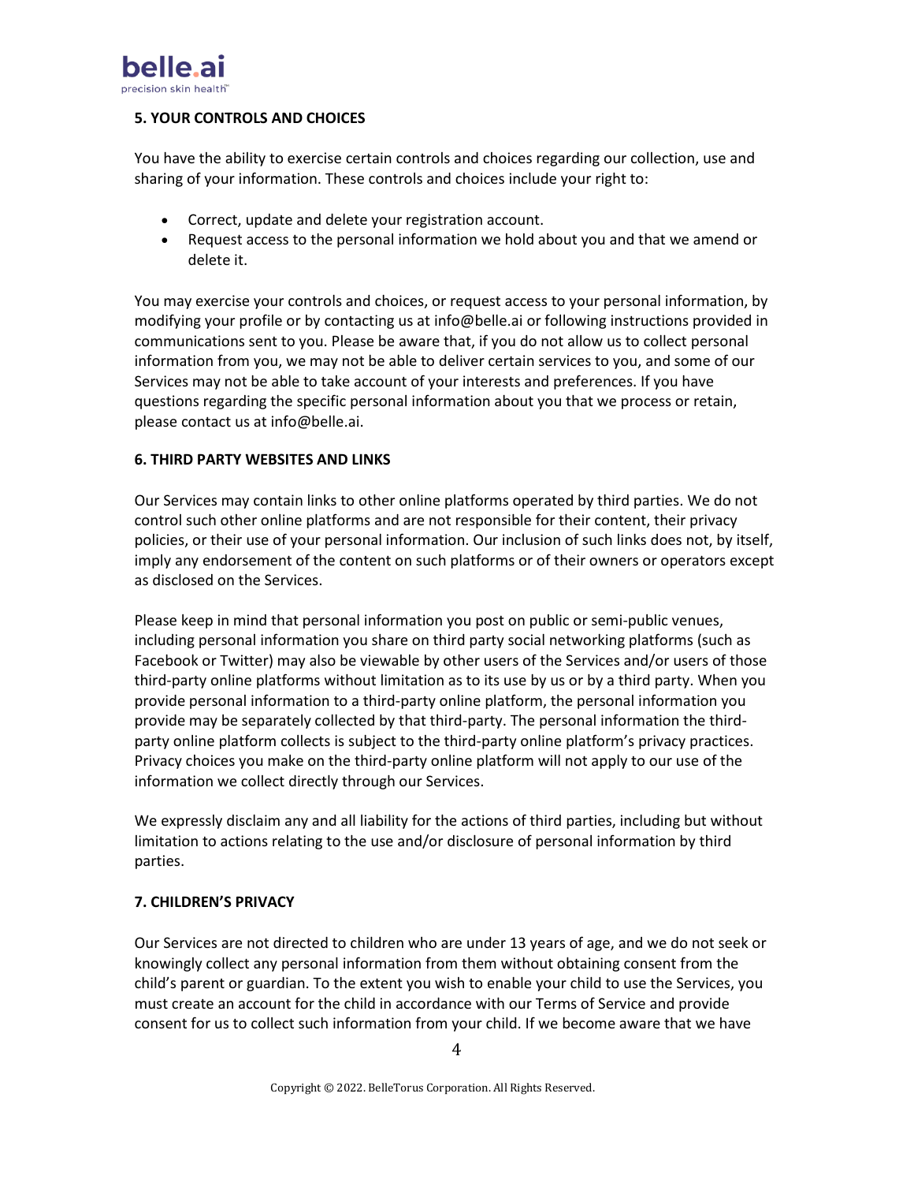**5. YOUR CONTROLS AND CHOICES**

You have the ability to exercise certain controls and choices regarding our collection, use and sharing of your information. These controls and choices include your right to:

- Correct, update and delete your registration account.
- Request access to the personal information we hold about you and that we amend or delete it.

You may exercise your controls and choices, or request access to your personal information, by modifying your profile or by contacting us at info@belle.ai or following instructions provided in communications sent to you. Please be aware that, if you do not allow us to collect personal information from you, we may not be able to deliver certain services to you, and some of our Services may not be able to take account of your interests and preferences. If you have questions regarding the specific personal information about you that we process or retain, please contact us at info@belle.ai.

**6. THIRD PARTY WEBSITES AND LINKS**

Our Services may contain links to other online platforms operated by third parties. We do not control such other online platforms and are not responsible for their content, their privacy policies, or their use of your personal information. Our inclusion of such links does not, by itself, imply any endorsement of the content on such platforms or of their owners or operators except as disclosed on the Services.

Please keep in mind that personal information you post on public or semi-public venues, including personal information you share on third party social networking platforms (such as Facebook or Twitter) may also be viewable by other users of the Services and/or users of those third-party online platforms without limitation as to its use by us or by a third party. When you provide personal information to a third-party online platform, the personal information you provide may be separately collected by that third-party. The personal information the third-party online platform collects is subject to the third-party online platform's privacy practices. Privacy choices you make on the third-party online platform will not apply to our use of the information we collect directly through our Services.

We expressly disclaim any and all liability for the actions of third parties, including but without limitation to actions relating to the use and/or disclosure of personal information by third parties.

**7. CHILDREN'S PRIVACY**

Our Services are not directed to children who are under 13 years of age, and we do not seek or knowingly collect any personal information from them without obtaining consent from the child's parent or guardian. To the extent you wish to enable your child to use the Services, you must create an account for the child in accordance with our Terms of Service and provide consent for us to collect such information from your child. If we become aware that we have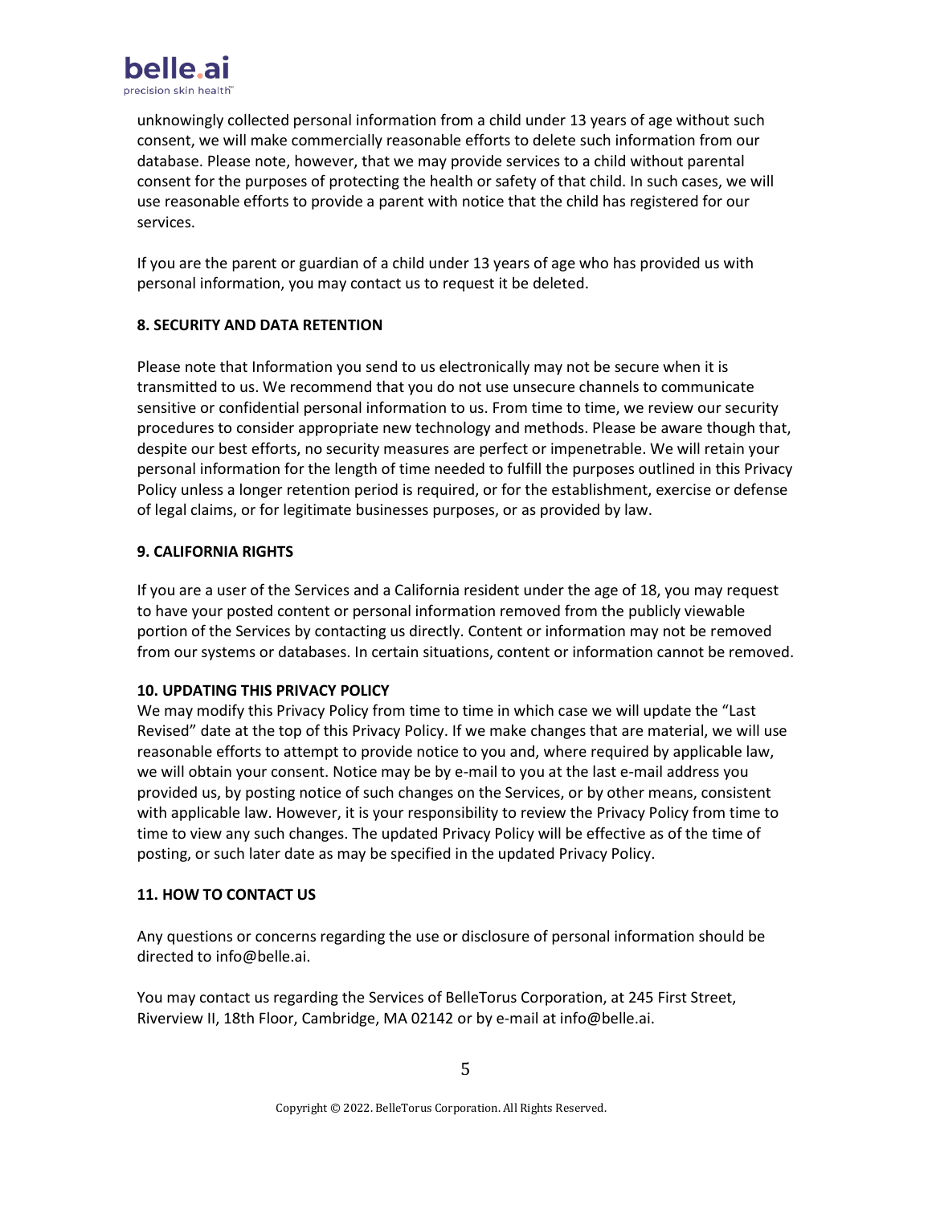unknowingly collected personal information from a child under 13 years of age without such consent, we will make commercially reasonable efforts to delete such information from our database. Please note, however, that we may provide services to a child without parental consent for the purposes of protecting the health or safety of that child. In such cases, we will use reasonable efforts to provide a parent with notice that the child has registered for our services.

If you are the parent or guardian of a child under 13 years of age who has provided us with personal information, you may contact us to request it be deleted.

**8. SECURITY AND DATA RETENTION**

Please note that Information you send to us electronically may not be secure when it is transmitted to us. We recommend that you do not use unsecure channels to communicate sensitive or confidential personal information to us. From time to time, we review our security procedures to consider appropriate new technology and methods. Please be aware though that, despite our best efforts, no security measures are perfect or impenetrable. We will retain your personal information for the length of time needed to fulfill the purposes outlined in this Privacy Policy unless a longer retention period is required, or for the establishment, exercise or defense of legal claims, or for legitimate businesses purposes, or as provided by law.

**9. CALIFORNIA RIGHTS**

If you are a user of the Services and a California resident under the age of 18, you may request to have your posted content or personal information removed from the publicly viewable portion of the Services by contacting us directly. Content or information may not be removed from our systems or databases. In certain situations, content or information cannot be removed.

**10. UPDATING THIS PRIVACY POLICY**

We may modify this Privacy Policy from time to time in which case we will update the "Last Revised" date at the top of this Privacy Policy. If we make changes that are material, we will use reasonable efforts to attempt to provide notice to you and, where required by applicable law, we will obtain your consent. Notice may be by e-mail to you at the last e-mail address you provided us, by posting notice of such changes on the Services, or by other means, consistent with applicable law. However, it is your responsibility to review the Privacy Policy from time to time to view any such changes. The updated Privacy Policy will be effective as of the time of posting, or such later date as may be specified in the updated Privacy Policy.

**11. HOW TO CONTACT US**

Any questions or concerns regarding the use or disclosure of personal information should be directed to info@belle.ai.

You may contact us regarding the Services of BelleTorus Corporation, at 245 First Street, Riverview II, 18th Floor, Cambridge, MA 02142 or by e-mail at info@belle.ai.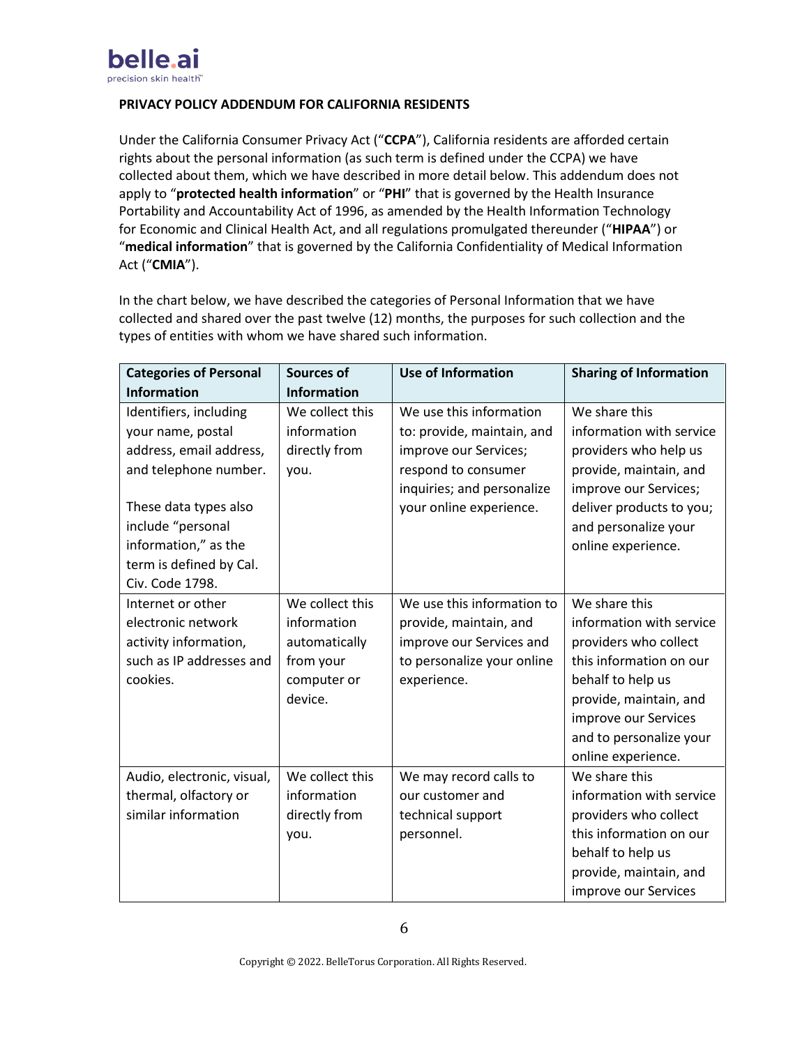**PRIVACY POLICY ADDENDUM FOR CALIFORNIA RESIDENTS**

Under the California Consumer Privacy Act ("**CCPA**"), California residents are afforded certain rights about the personal information (as such term is defined under the CCPA) we have collected about them, which we have described in more detail below. This addendum does not apply to "**protected health information**" or "**PHI**" that is governed by the Health Insurance Portability and Accountability Act of 1996, as amended by the Health Information Technology for Economic and Clinical Health Act, and all regulations promulgated thereunder ("**HIPAA**") or "**medical information**" that is governed by the California Confidentiality of Medical Information Act ("**CMIA**").

In the chart below, we have described the categories of Personal Information that we have collected and shared over the past twelve (12) months, the purposes for such collection and the types of entities with whom we have shared such information.

| Categories of Personal Information | Sources of Information | Use of Information | Sharing of Information |
|---|---|---|---|
| Identifiers, including your name, postal address, email address, and telephone number.<br><br>These data types also include "personal information," as the term is defined by Cal. Civ. Code 1798. | We collect this information directly from you. | We use this information to: provide, maintain, and improve our Services; respond to consumer inquiries; and personalize your online experience. | We share this information with service providers who help us provide, maintain, and improve our Services; deliver products to you; and personalize your online experience. |
| Internet or other electronic network activity information, such as IP addresses and cookies. | We collect this information automatically from your computer or device. | We use this information to provide, maintain, and improve our Services and to personalize your online experience. | We share this information with service providers who collect this information on our behalf to help us provide, maintain, and improve our Services and to personalize your online experience. |
| Audio, electronic, visual, thermal, olfactory or similar information | We collect this information directly from you. | We may record calls to our customer and technical support personnel. | We share this information with service providers who collect this information on our behalf to help us provide, maintain, and improve our Services |

Copyright © 2022. BelleTorus Corporation. All Rights Reserved.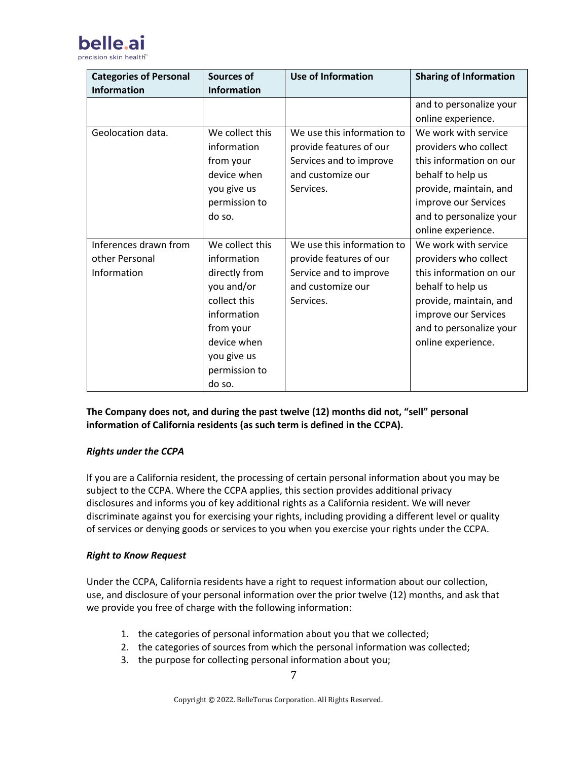| Categories of Personal Information | Sources of Information | Use of Information | Sharing of Information |
|---|---|---|---|
| | | | and to personalize your online experience. |
| Geolocation data. | We collect this information from your device when you give us permission to do so. | We use this information to provide features of our Services and to improve and customize our Services. | We work with service providers who collect this information on our behalf to help us provide, maintain, and improve our Services and to personalize your online experience. |
| Inferences drawn from other Personal Information | We collect this information directly from you and/or collect this information from your device when you give us permission to do so. | We use this information to provide features of our Service and to improve and customize our Services. | We work with service providers who collect this information on our behalf to help us provide, maintain, and improve our Services and to personalize your online experience. |

**The Company does not, and during the past twelve (12) months did not, "sell" personal information of California residents (as such term is defined in the CCPA).**

***Rights under the CCPA***

If you are a California resident, the processing of certain personal information about you may be subject to the CCPA. Where the CCPA applies, this section provides additional privacy disclosures and informs you of key additional rights as a California resident. We will never discriminate against you for exercising your rights, including providing a different level or quality of services or denying goods or services to you when you exercise your rights under the CCPA.

***Right to Know Request***

Under the CCPA, California residents have a right to request information about our collection, use, and disclosure of your personal information over the prior twelve (12) months, and ask that we provide you free of charge with the following information:

1. the categories of personal information about you that we collected;
2. the categories of sources from which the personal information was collected;
3. the purpose for collecting personal information about you;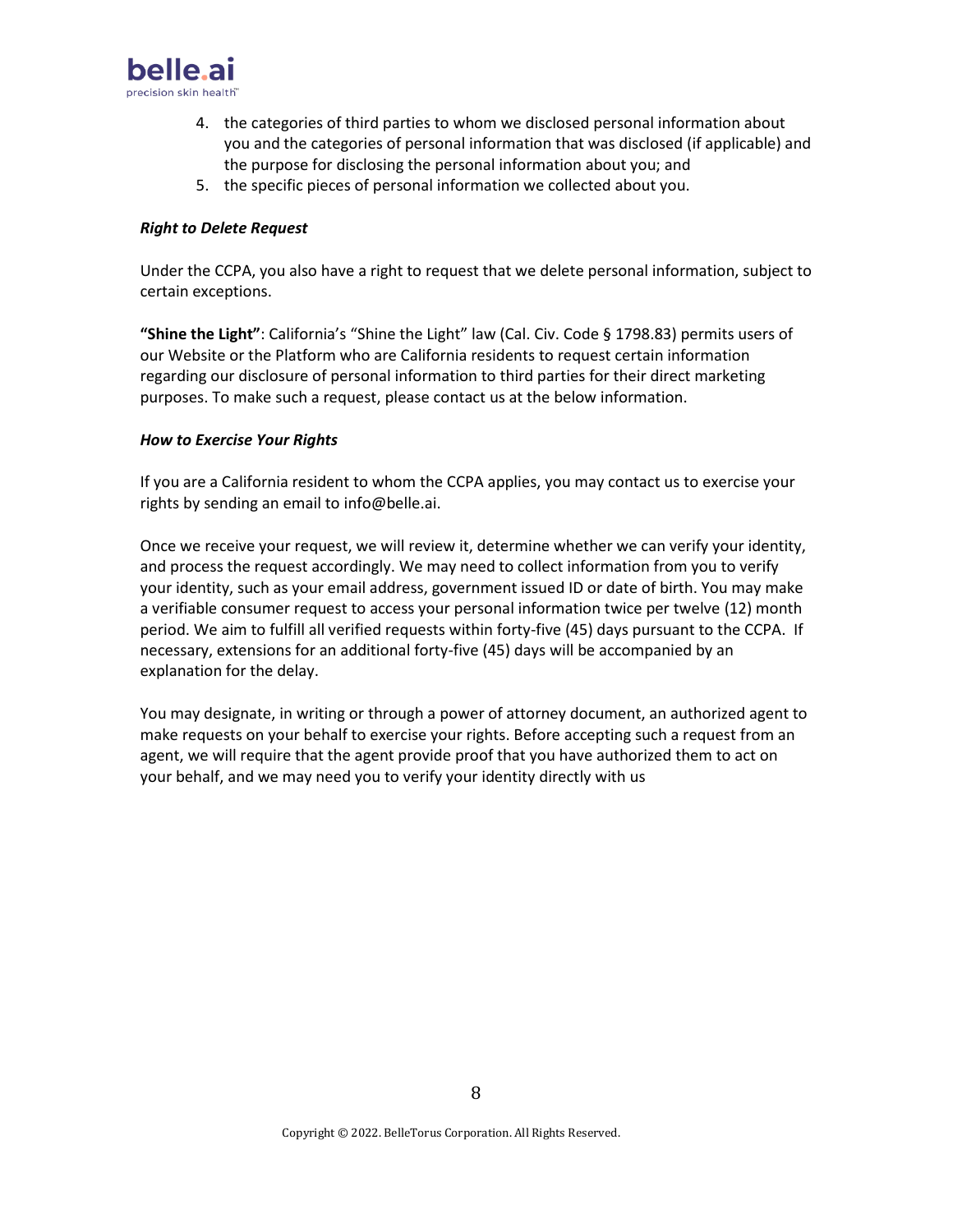4. the categories of third parties to whom we disclosed personal information about you and the categories of personal information that was disclosed (if applicable) and the purpose for disclosing the personal information about you; and
5. the specific pieces of personal information we collected about you.

***Right to Delete Request***

Under the CCPA, you also have a right to request that we delete personal information, subject to certain exceptions.

**"Shine the Light"**: California's "Shine the Light" law (Cal. Civ. Code § 1798.83) permits users of our Website or the Platform who are California residents to request certain information regarding our disclosure of personal information to third parties for their direct marketing purposes. To make such a request, please contact us at the below information.

***How to Exercise Your Rights***

If you are a California resident to whom the CCPA applies, you may contact us to exercise your rights by sending an email to info@belle.ai.

Once we receive your request, we will review it, determine whether we can verify your identity, and process the request accordingly. We may need to collect information from you to verify your identity, such as your email address, government issued ID or date of birth. You may make a verifiable consumer request to access your personal information twice per twelve (12) month period. We aim to fulfill all verified requests within forty-five (45) days pursuant to the CCPA. If necessary, extensions for an additional forty-five (45) days will be accompanied by an explanation for the delay.

You may designate, in writing or through a power of attorney document, an authorized agent to make requests on your behalf to exercise your rights. Before accepting such a request from an agent, we will require that the agent provide proof that you have authorized them to act on your behalf, and we may need you to verify your identity directly with us